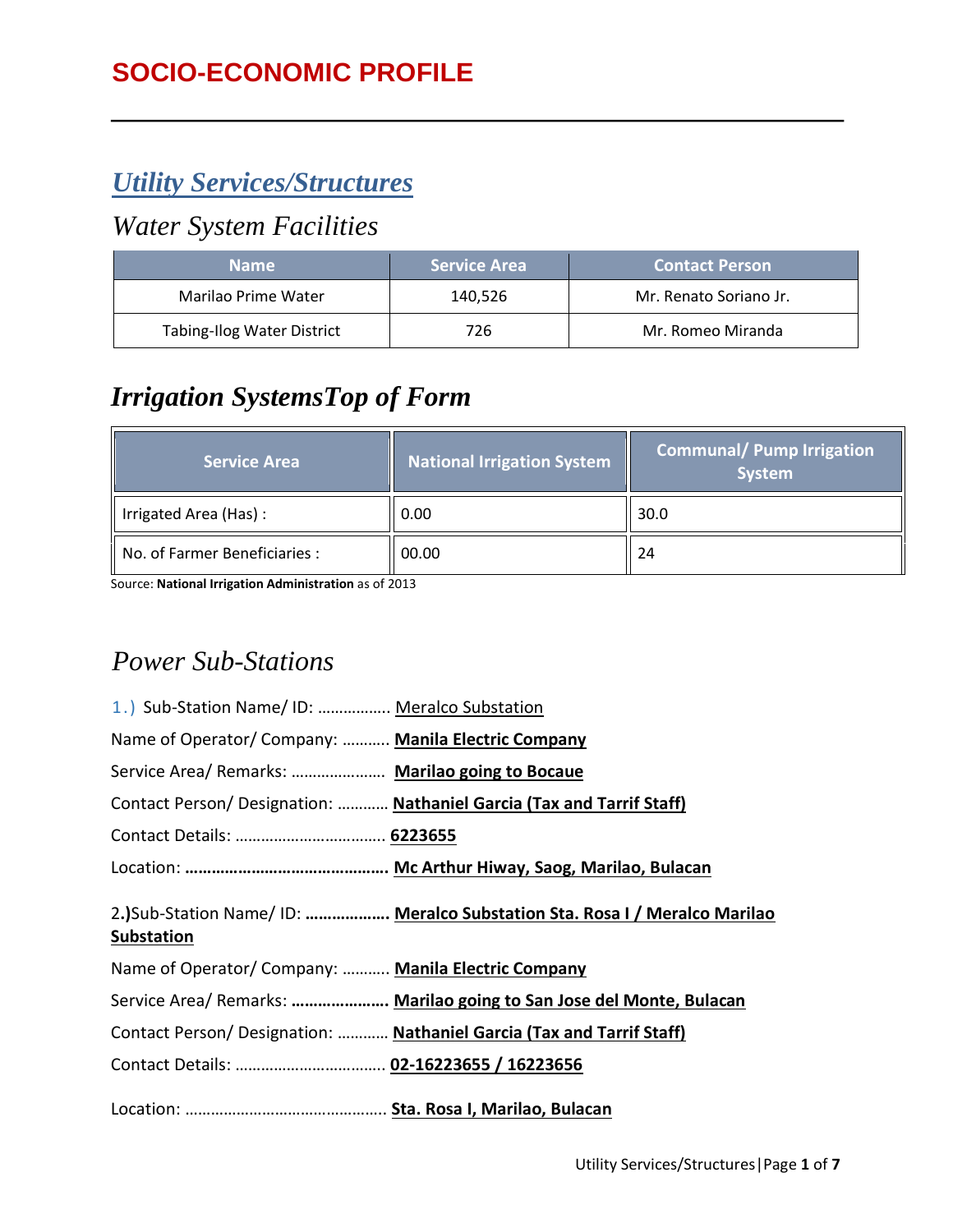# SOCIO-ECONOMIC PROFILE

## *Utility Services/Structures*

### *Water System Facilities*

| Name | Service Area | Contact Person |
|---|---|---|
| Marilao Prime Water | 140,526 | Mr. Renato Soriano Jr. |
| Tabing-Ilog Water District | 726 | Mr. Romeo Miranda |

### *Irrigation SystemsTop of Form*

| Service Area | National Irrigation System | Communal/ Pump Irrigation System |
|---|---|---|
| Irrigated Area (Has) : | 0.00 | 30.0 |
| No. of Farmer Beneficiaries : | 00.00 | 24 |

Source: **National Irrigation Administration** as of 2013

### *Power Sub-Stations*

1.) Sub-Station Name/ ID: …………….. Meralco Substation

Name of Operator/ Company: ……….. **Manila Electric Company**

Service Area/ Remarks: …………………. **Marilao going to Bocaue**

Contact Person/ Designation: ………… **Nathaniel Garcia (Tax and Tarrif Staff)**

Contact Details: ……………………………. **6223655**

Location: ………………………………………. **Mc Arthur Hiway, Saog, Marilao, Bulacan**

2.)Sub-Station Name/ ID: ……………… **Meralco Substation Sta. Rosa I / Meralco Marilao Substation**

Name of Operator/ Company: ……….. **Manila Electric Company**

Service Area/ Remarks: …………………. **Marilao going to San Jose del Monte, Bulacan**

Contact Person/ Designation: ………… **Nathaniel Garcia (Tax and Tarrif Staff)**

Contact Details: ……………………………. **02-16223655 / 16223656**

Location: ………………………………………. **Sta. Rosa I, Marilao, Bulacan**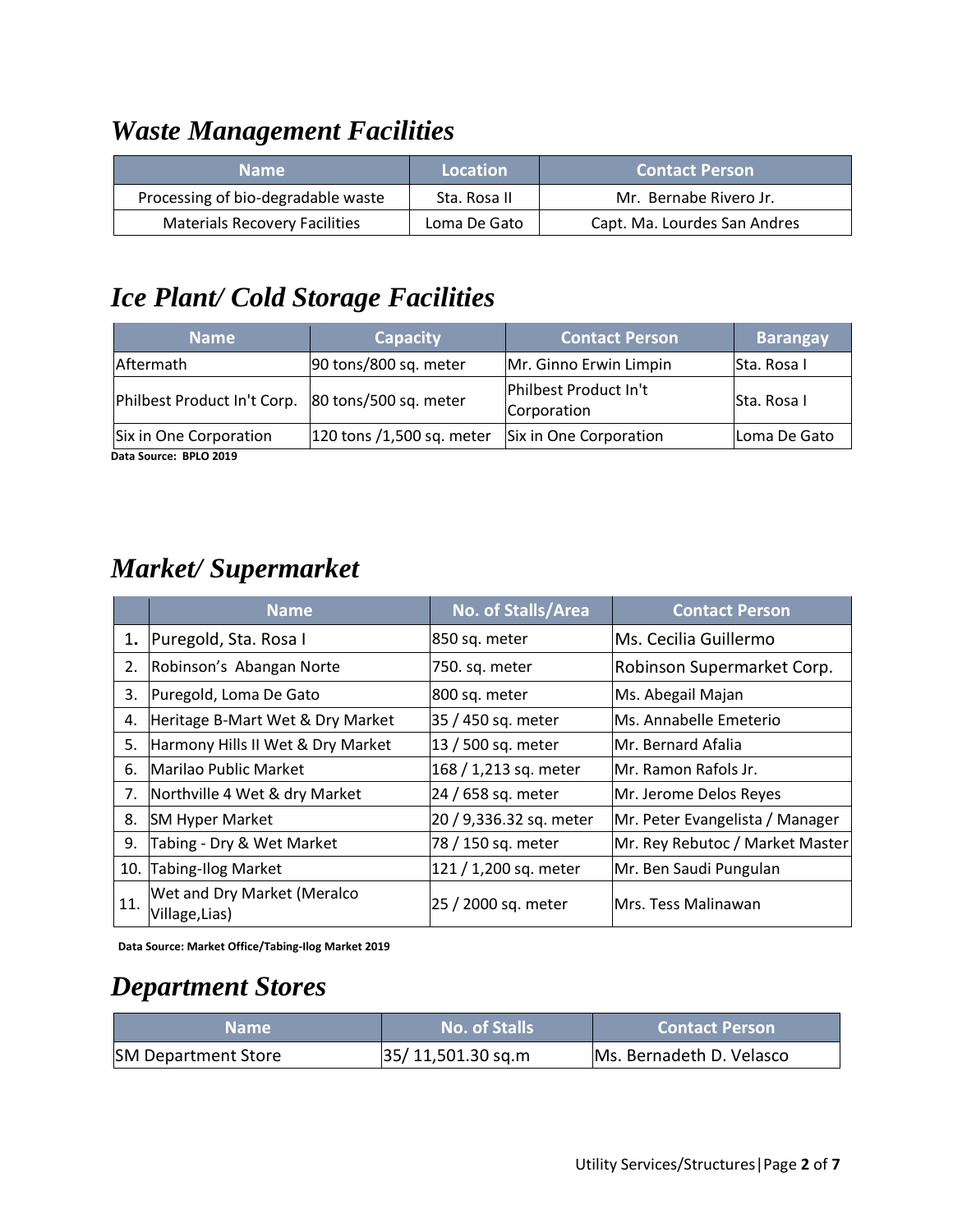## *Waste Management Facilities*

| Name | Location | Contact Person |
|---|---|---|
| Processing of bio-degradable waste | Sta. Rosa II | Mr. Bernabe Rivero Jr. |
| Materials Recovery Facilities | Loma De Gato | Capt. Ma. Lourdes San Andres |

## *Ice Plant/ Cold Storage Facilities*

| Name | Capacity | Contact Person | Barangay |
|---|---|---|---|
| Aftermath | 90 tons/800 sq. meter | Mr. Ginno Erwin Limpin | Sta. Rosa I |
| Philbest Product In't Corp. | 80 tons/500 sq. meter | Philbest Product In't Corporation | Sta. Rosa I |
| Six in One Corporation | 120 tons /1,500 sq. meter | Six in One Corporation | Loma De Gato |

**Data Source: BPLO 2019**

## *Market/ Supermarket*

| | Name | No. of Stalls/Area | Contact Person |
|---|---|---|---|
| 1. | Puregold, Sta. Rosa I | 850 sq. meter | Ms. Cecilia Guillermo |
| 2. | Robinson's Abangan Norte | 750. sq. meter | Robinson Supermarket Corp. |
| 3. | Puregold, Loma De Gato | 800 sq. meter | Ms. Abegail Majan |
| 4. | Heritage B-Mart Wet & Dry Market | 35 / 450 sq. meter | Ms. Annabelle Emeterio |
| 5. | Harmony Hills II Wet & Dry Market | 13 / 500 sq. meter | Mr. Bernard Afalia |
| 6. | Marilao Public Market | 168 / 1,213 sq. meter | Mr. Ramon Rafols Jr. |
| 7. | Northville 4 Wet & dry Market | 24 / 658 sq. meter | Mr. Jerome Delos Reyes |
| 8. | SM Hyper Market | 20 / 9,336.32 sq. meter | Mr. Peter Evangelista / Manager |
| 9. | Tabing - Dry & Wet Market | 78 / 150 sq. meter | Mr. Rey Rebutoc / Market Master |
| 10. | Tabing-Ilog Market | 121 / 1,200 sq. meter | Mr. Ben Saudi Pungulan |
| 11. | Wet and Dry Market (Meralco Village,Lias) | 25 / 2000 sq. meter | Mrs. Tess Malinawan |

**Data Source: Market Office/Tabing-Ilog Market 2019**

## *Department Stores*

| Name | No. of Stalls | Contact Person |
|---|---|---|
| SM Department Store | 35/ 11,501.30 sq.m | Ms. Bernadeth D. Velasco |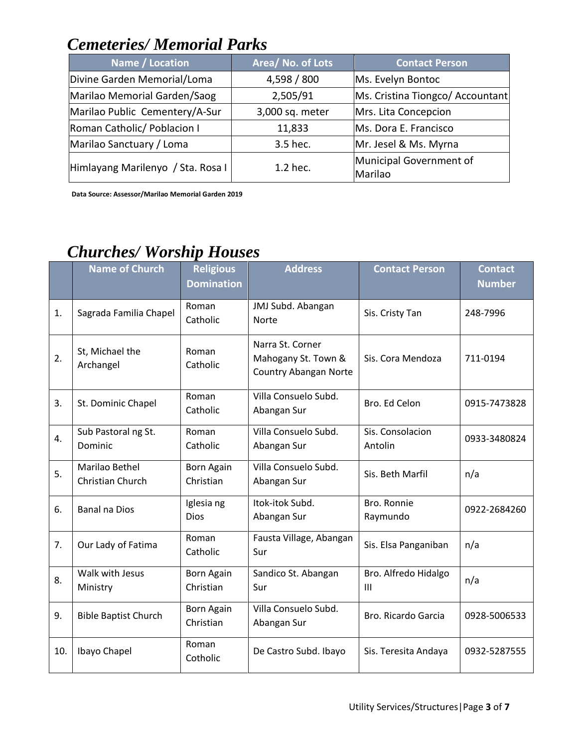# *Cemeteries/ Memorial Parks*

| Name / Location | Area/ No. of Lots | Contact Person |
| --- | --- | --- |
| Divine Garden Memorial/Loma | 4,598 / 800 | Ms. Evelyn Bontoc |
| Marilao Memorial Garden/Saog | 2,505/91 | Ms. Cristina Tiongco/ Accountant |
| Marilao Public Cementery/A-Sur | 3,000 sq. meter | Mrs. Lita Concepcion |
| Roman Catholic/ Poblacion I | 11,833 | Ms. Dora E. Francisco |
| Marilao Sanctuary / Loma | 3.5 hec. | Mr. Jesel & Ms. Myrna |
| Himlayang Marilenyo / Sta. Rosa I | 1.2 hec. | Municipal Government of Marilao |

**Data Source: Assessor/Marilao Memorial Garden 2019**

# *Churches/ Worship Houses*

| | Name of Church | Religious Domination | Address | Contact Person | Contact Number |
| --- | --- | --- | --- | --- | --- |
| 1. | Sagrada Familia Chapel | Roman Catholic | JMJ Subd. Abangan Norte | Sis. Cristy Tan | 248-7996 |
| 2. | St, Michael the Archangel | Roman Catholic | Narra St. Corner Mahogany St. Town & Country Abangan Norte | Sis. Cora Mendoza | 711-0194 |
| 3. | St. Dominic Chapel | Roman Catholic | Villa Consuelo Subd. Abangan Sur | Bro. Ed Celon | 0915-7473828 |
| 4. | Sub Pastoral ng St. Dominic | Roman Catholic | Villa Consuelo Subd. Abangan Sur | Sis. Consolacion Antolin | 0933-3480824 |
| 5. | Marilao Bethel Christian Church | Born Again Christian | Villa Consuelo Subd. Abangan Sur | Sis. Beth Marfil | n/a |
| 6. | Banal na Dios | Iglesia ng Dios | Itok-itok Subd. Abangan Sur | Bro. Ronnie Raymundo | 0922-2684260 |
| 7. | Our Lady of Fatima | Roman Catholic | Fausta Village, Abangan Sur | Sis. Elsa Panganiban | n/a |
| 8. | Walk with Jesus Ministry | Born Again Christian | Sandico St. Abangan Sur | Bro. Alfredo Hidalgo III | n/a |
| 9. | Bible Baptist Church | Born Again Christian | Villa Consuelo Subd. Abangan Sur | Bro. Ricardo Garcia | 0928-5006533 |
| 10. | Ibayo Chapel | Roman Cotholic | De Castro Subd. Ibayo | Sis. Teresita Andaya | 0932-5287555 |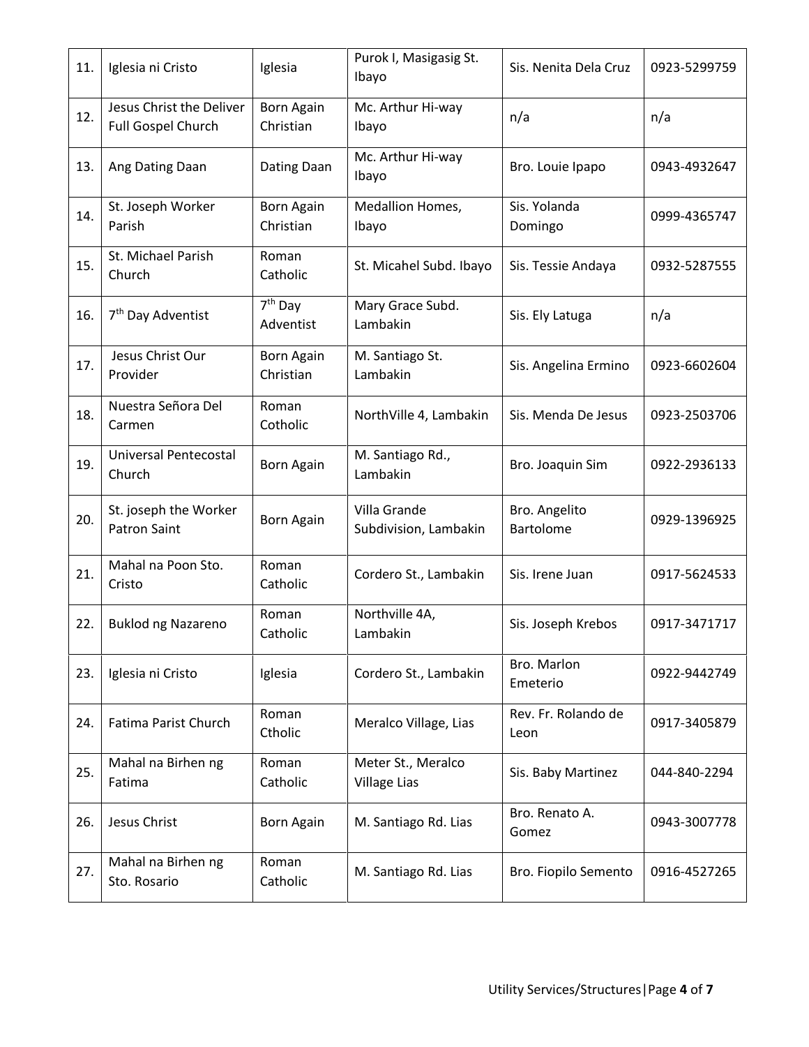| 11. | Iglesia ni Cristo | Iglesia | Purok I, Masigasig St. Ibayo | Sis. Nenita Dela Cruz | 0923-5299759 |
|---|---|---|---|---|---|
| 12. | Jesus Christ the Deliver Full Gospel Church | Born Again Christian | Mc. Arthur Hi-way Ibayo | n/a | n/a |
| 13. | Ang Dating Daan | Dating Daan | Mc. Arthur Hi-way Ibayo | Bro. Louie Ipapo | 0943-4932647 |
| 14. | St. Joseph Worker Parish | Born Again Christian | Medallion Homes, Ibayo | Sis. Yolanda Domingo | 0999-4365747 |
| 15. | St. Michael Parish Church | Roman Catholic | St. Micahel Subd. Ibayo | Sis. Tessie Andaya | 0932-5287555 |
| 16. | 7th Day Adventist | 7th Day Adventist | Mary Grace Subd. Lambakin | Sis. Ely Latuga | n/a |
| 17. | Jesus Christ Our Provider | Born Again Christian | M. Santiago St. Lambakin | Sis. Angelina Ermino | 0923-6602604 |
| 18. | Nuestra Señora Del Carmen | Roman Cotholic | NorthVille 4, Lambakin | Sis. Menda De Jesus | 0923-2503706 |
| 19. | Universal Pentecostal Church | Born Again | M. Santiago Rd., Lambakin | Bro. Joaquin Sim | 0922-2936133 |
| 20. | St. joseph the Worker Patron Saint | Born Again | Villa Grande Subdivision, Lambakin | Bro. Angelito Bartolome | 0929-1396925 |
| 21. | Mahal na Poon Sto. Cristo | Roman Catholic | Cordero St., Lambakin | Sis. Irene Juan | 0917-5624533 |
| 22. | Buklod ng Nazareno | Roman Catholic | Northville 4A, Lambakin | Sis. Joseph Krebos | 0917-3471717 |
| 23. | Iglesia ni Cristo | Iglesia | Cordero St., Lambakin | Bro. Marlon Emeterio | 0922-9442749 |
| 24. | Fatima Parist Church | Roman Ctholic | Meralco Village, Lias | Rev. Fr. Rolando de Leon | 0917-3405879 |
| 25. | Mahal na Birhen ng Fatima | Roman Catholic | Meter St., Meralco Village Lias | Sis. Baby Martinez | 044-840-2294 |
| 26. | Jesus Christ | Born Again | M. Santiago Rd. Lias | Bro. Renato A. Gomez | 0943-3007778 |
| 27. | Mahal na Birhen ng Sto. Rosario | Roman Catholic | M. Santiago Rd. Lias | Bro. Fiopilo Semento | 0916-4527265 |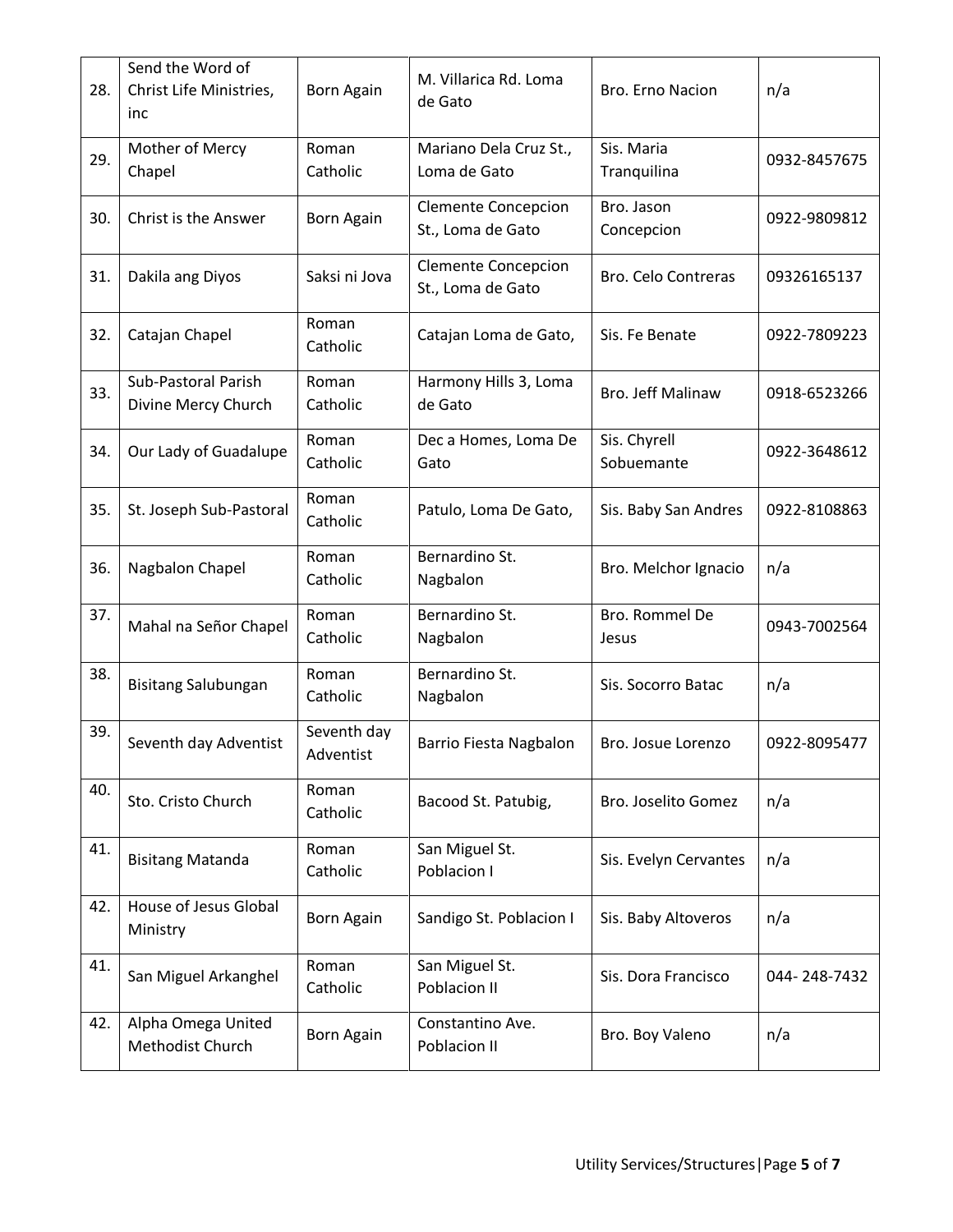| 28. | Send the Word of Christ Life Ministries, inc | Born Again | M. Villarica Rd. Loma de Gato | Bro. Erno Nacion | n/a |
|---|---|---|---|---|---|
| 29. | Mother of Mercy Chapel | Roman Catholic | Mariano Dela Cruz St., Loma de Gato | Sis. Maria Tranquilina | 0932-8457675 |
| 30. | Christ is the Answer | Born Again | Clemente Concepcion St., Loma de Gato | Bro. Jason Concepcion | 0922-9809812 |
| 31. | Dakila ang Diyos | Saksi ni Jova | Clemente Concepcion St., Loma de Gato | Bro. Celo Contreras | 09326165137 |
| 32. | Catajan Chapel | Roman Catholic | Catajan Loma de Gato, | Sis. Fe Benate | 0922-7809223 |
| 33. | Sub-Pastoral Parish Divine Mercy Church | Roman Catholic | Harmony Hills 3, Loma de Gato | Bro. Jeff Malinaw | 0918-6523266 |
| 34. | Our Lady of Guadalupe | Roman Catholic | Dec a Homes, Loma De Gato | Sis. Chyrell Sobuemante | 0922-3648612 |
| 35. | St. Joseph Sub-Pastoral | Roman Catholic | Patulo, Loma De Gato, | Sis. Baby San Andres | 0922-8108863 |
| 36. | Nagbalon Chapel | Roman Catholic | Bernardino St. Nagbalon | Bro. Melchor Ignacio | n/a |
| 37. | Mahal na Señor Chapel | Roman Catholic | Bernardino St. Nagbalon | Bro. Rommel De Jesus | 0943-7002564 |
| 38. | Bisitang Salubungan | Roman Catholic | Bernardino St. Nagbalon | Sis. Socorro Batac | n/a |
| 39. | Seventh day Adventist | Seventh day Adventist | Barrio Fiesta Nagbalon | Bro. Josue Lorenzo | 0922-8095477 |
| 40. | Sto. Cristo Church | Roman Catholic | Bacood St. Patubig, | Bro. Joselito Gomez | n/a |
| 41. | Bisitang Matanda | Roman Catholic | San Miguel St. Poblacion I | Sis. Evelyn Cervantes | n/a |
| 42. | House of Jesus Global Ministry | Born Again | Sandigo St. Poblacion I | Sis. Baby Altoveros | n/a |
| 41. | San Miguel Arkanghel | Roman Catholic | San Miguel St. Poblacion II | Sis. Dora Francisco | 044- 248-7432 |
| 42. | Alpha Omega United Methodist Church | Born Again | Constantino Ave. Poblacion II | Bro. Boy Valeno | n/a |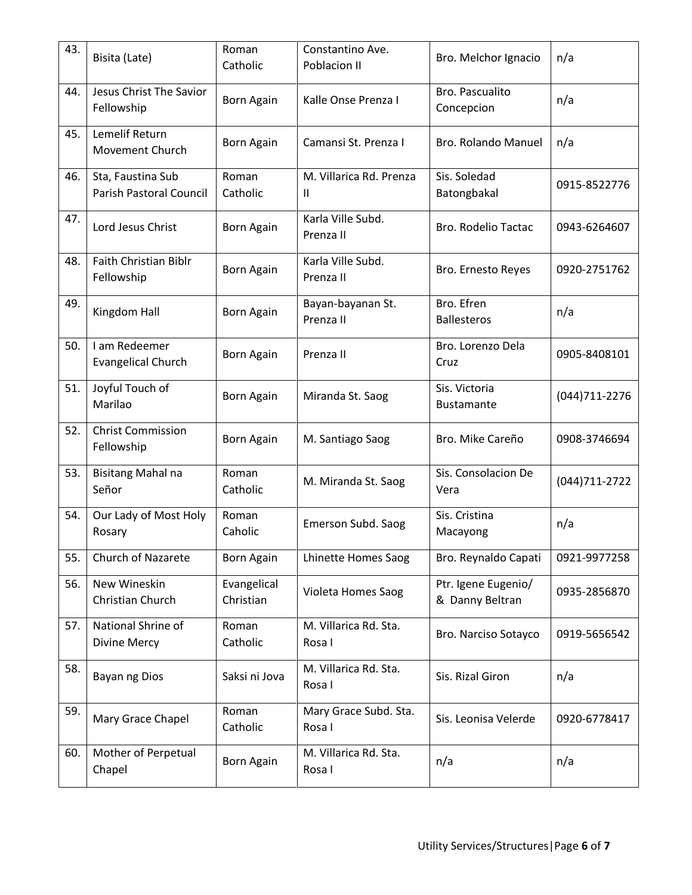| 43. | Bisita (Late) | Roman Catholic | Constantino Ave. Poblacion II | Bro. Melchor Ignacio | n/a |
|---|---|---|---|---|---|
| 44. | Jesus Christ The Savior Fellowship | Born Again | Kalle Onse Prenza I | Bro. Pascualito Concepcion | n/a |
| 45. | Lemelif Return Movement Church | Born Again | Camansi St. Prenza I | Bro. Rolando Manuel | n/a |
| 46. | Sta, Faustina Sub Parish Pastoral Council | Roman Catholic | M. Villarica Rd. Prenza II | Sis. Soledad Batongbakal | 0915-8522776 |
| 47. | Lord Jesus Christ | Born Again | Karla Ville Subd. Prenza II | Bro. Rodelio Tactac | 0943-6264607 |
| 48. | Faith Christian Biblr Fellowship | Born Again | Karla Ville Subd. Prenza II | Bro. Ernesto Reyes | 0920-2751762 |
| 49. | Kingdom Hall | Born Again | Bayan-bayanan St. Prenza II | Bro. Efren Ballesteros | n/a |
| 50. | I am Redeemer Evangelical Church | Born Again | Prenza II | Bro. Lorenzo Dela Cruz | 0905-8408101 |
| 51. | Joyful Touch of Marilao | Born Again | Miranda St. Saog | Sis. Victoria Bustamante | (044)711-2276 |
| 52. | Christ Commission Fellowship | Born Again | M. Santiago Saog | Bro. Mike Careño | 0908-3746694 |
| 53. | Bisitang Mahal na Señor | Roman Catholic | M. Miranda St. Saog | Sis. Consolacion De Vera | (044)711-2722 |
| 54. | Our Lady of Most Holy Rosary | Roman Caholic | Emerson Subd. Saog | Sis. Cristina Macayong | n/a |
| 55. | Church of Nazarete | Born Again | Lhinette Homes Saog | Bro. Reynaldo Capati | 0921-9977258 |
| 56. | New Wineskin Christian Church | Evangelical Christian | Violeta Homes Saog | Ptr. Igene Eugenio/ & Danny Beltran | 0935-2856870 |
| 57. | National Shrine of Divine Mercy | Roman Catholic | M. Villarica Rd. Sta. Rosa I | Bro. Narciso Sotayco | 0919-5656542 |
| 58. | Bayan ng Dios | Saksi ni Jova | M. Villarica Rd. Sta. Rosa I | Sis. Rizal Giron | n/a |
| 59. | Mary Grace Chapel | Roman Catholic | Mary Grace Subd. Sta. Rosa I | Sis. Leonisa Velerde | 0920-6778417 |
| 60. | Mother of Perpetual Chapel | Born Again | M. Villarica Rd. Sta. Rosa I | n/a | n/a |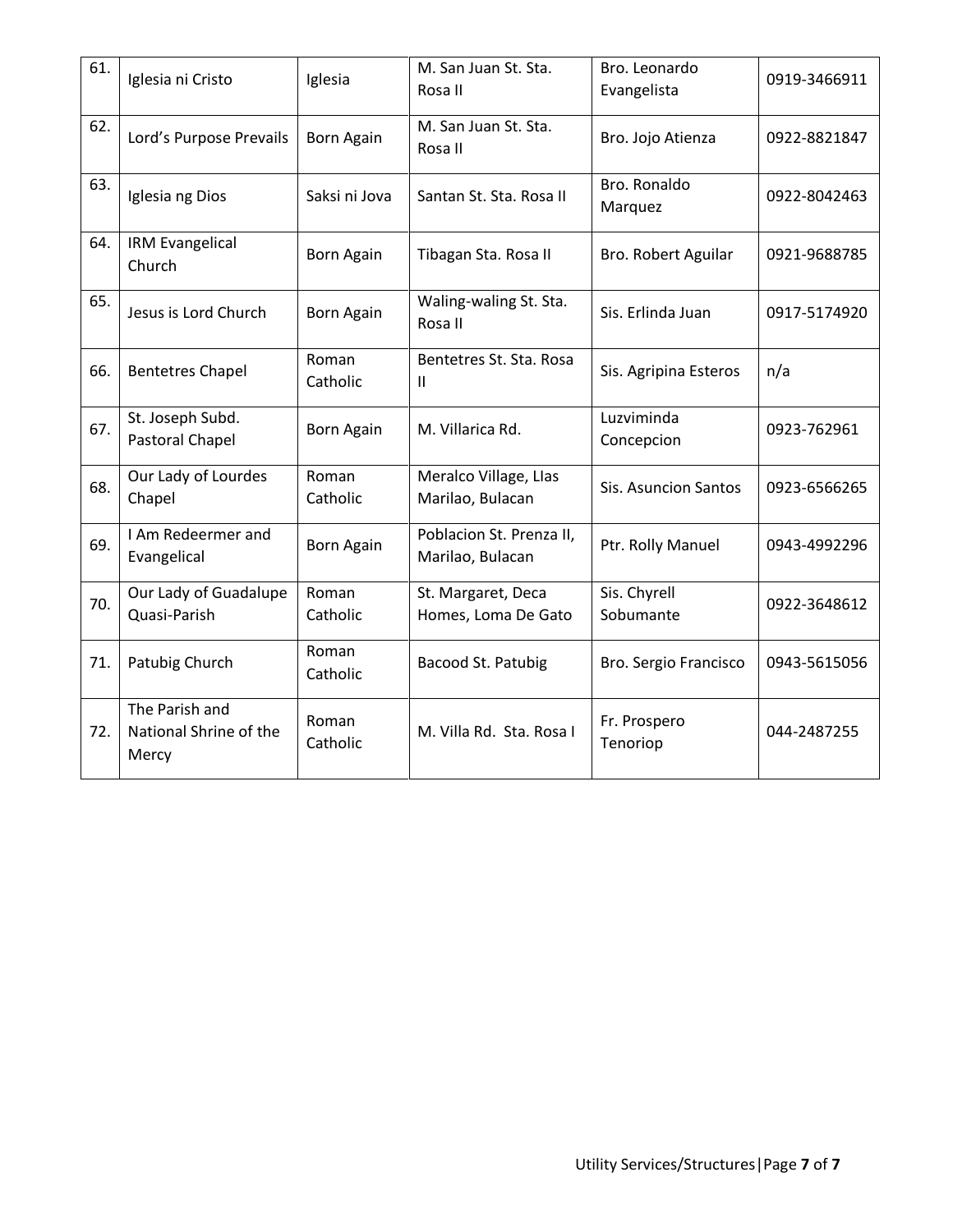| | | | | | |
|---|---|---|---|---|---|
| 61. | Iglesia ni Cristo | Iglesia | M. San Juan St. Sta. Rosa II | Bro. Leonardo Evangelista | 0919-3466911 |
| 62. | Lord's Purpose Prevails | Born Again | M. San Juan St. Sta. Rosa II | Bro. Jojo Atienza | 0922-8821847 |
| 63. | Iglesia ng Dios | Saksi ni Jova | Santan St. Sta. Rosa II | Bro. Ronaldo Marquez | 0922-8042463 |
| 64. | IRM Evangelical Church | Born Again | Tibagan Sta. Rosa II | Bro. Robert Aguilar | 0921-9688785 |
| 65. | Jesus is Lord Church | Born Again | Waling-waling St. Sta. Rosa II | Sis. Erlinda Juan | 0917-5174920 |
| 66. | Bentetres Chapel | Roman Catholic | Bentetres St. Sta. Rosa II | Sis. Agripina Esteros | n/a |
| 67. | St. Joseph Subd. Pastoral Chapel | Born Again | M. Villarica Rd. | Luzviminda Concepcion | 0923-762961 |
| 68. | Our Lady of Lourdes Chapel | Roman Catholic | Meralco Village, LIas Marilao, Bulacan | Sis. Asuncion Santos | 0923-6566265 |
| 69. | I Am Redeermer and Evangelical | Born Again | Poblacion St. Prenza II, Marilao, Bulacan | Ptr. Rolly Manuel | 0943-4992296 |
| 70. | Our Lady of Guadalupe Quasi-Parish | Roman Catholic | St. Margaret, Deca Homes, Loma De Gato | Sis. Chyrell Sobumante | 0922-3648612 |
| 71. | Patubig Church | Roman Catholic | Bacood St. Patubig | Bro. Sergio Francisco | 0943-5615056 |
| 72. | The Parish and National Shrine of the Mercy | Roman Catholic | M. Villa Rd. Sta. Rosa I | Fr. Prospero Tenoriop | 044-2487255 |